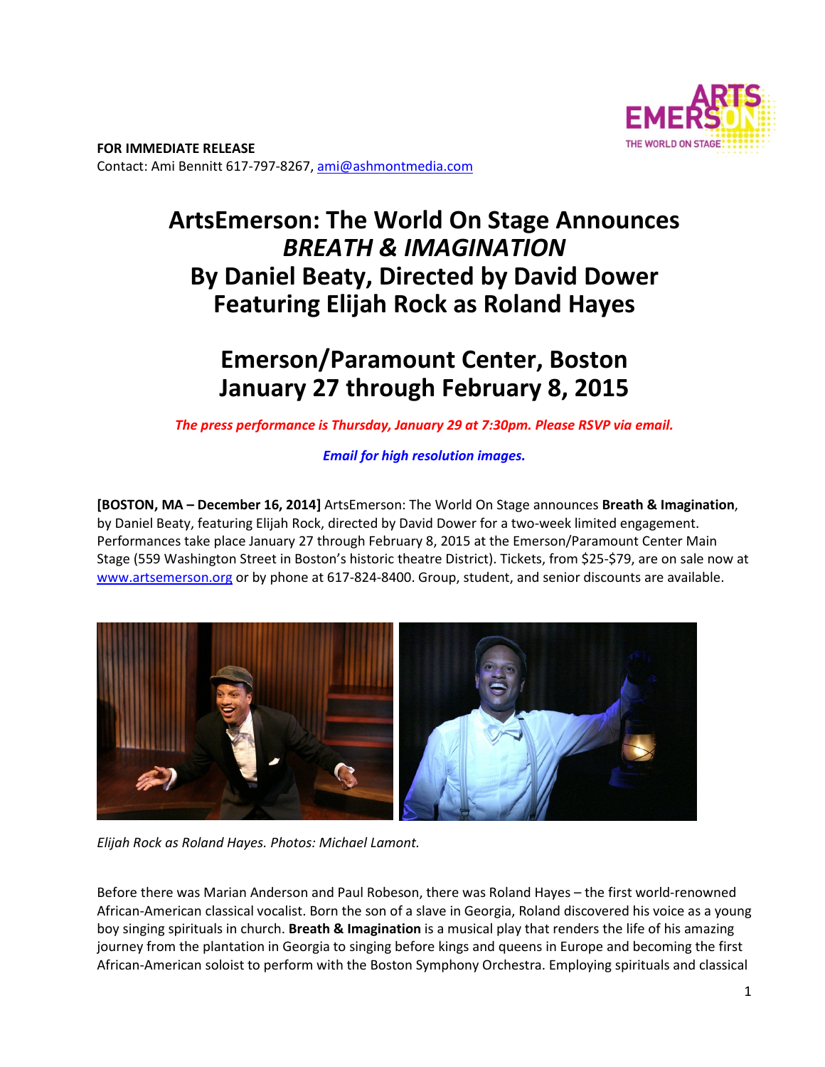**FOR IMMEDIATE RELEASE**
Contact: Ami Bennitt 617-797-8267, ami@ashmontmedia.com

# ArtsEmerson: The World On Stage Announces *BREATH & IMAGINATION* By Daniel Beaty, Directed by David Dower Featuring Elijah Rock as Roland Hayes

# Emerson/Paramount Center, Boston January 27 through February 8, 2015

***The press performance is Thursday, January 29 at 7:30pm. Please RSVP via email.***

***Email for high resolution images.***

**[BOSTON, MA – December 16, 2014]** ArtsEmerson: The World On Stage announces **Breath & Imagination**, by Daniel Beaty, featuring Elijah Rock, directed by David Dower for a two-week limited engagement. Performances take place January 27 through February 8, 2015 at the Emerson/Paramount Center Main Stage (559 Washington Street in Boston's historic theatre District). Tickets, from $25-$79, are on sale now at www.artsemerson.org or by phone at 617-824-8400. Group, student, and senior discounts are available.

*Elijah Rock as Roland Hayes. Photos: Michael Lamont.*

Before there was Marian Anderson and Paul Robeson, there was Roland Hayes – the first world-renowned African-American classical vocalist. Born the son of a slave in Georgia, Roland discovered his voice as a young boy singing spirituals in church. **Breath & Imagination** is a musical play that renders the life of his amazing journey from the plantation in Georgia to singing before kings and queens in Europe and becoming the first African-American soloist to perform with the Boston Symphony Orchestra. Employing spirituals and classical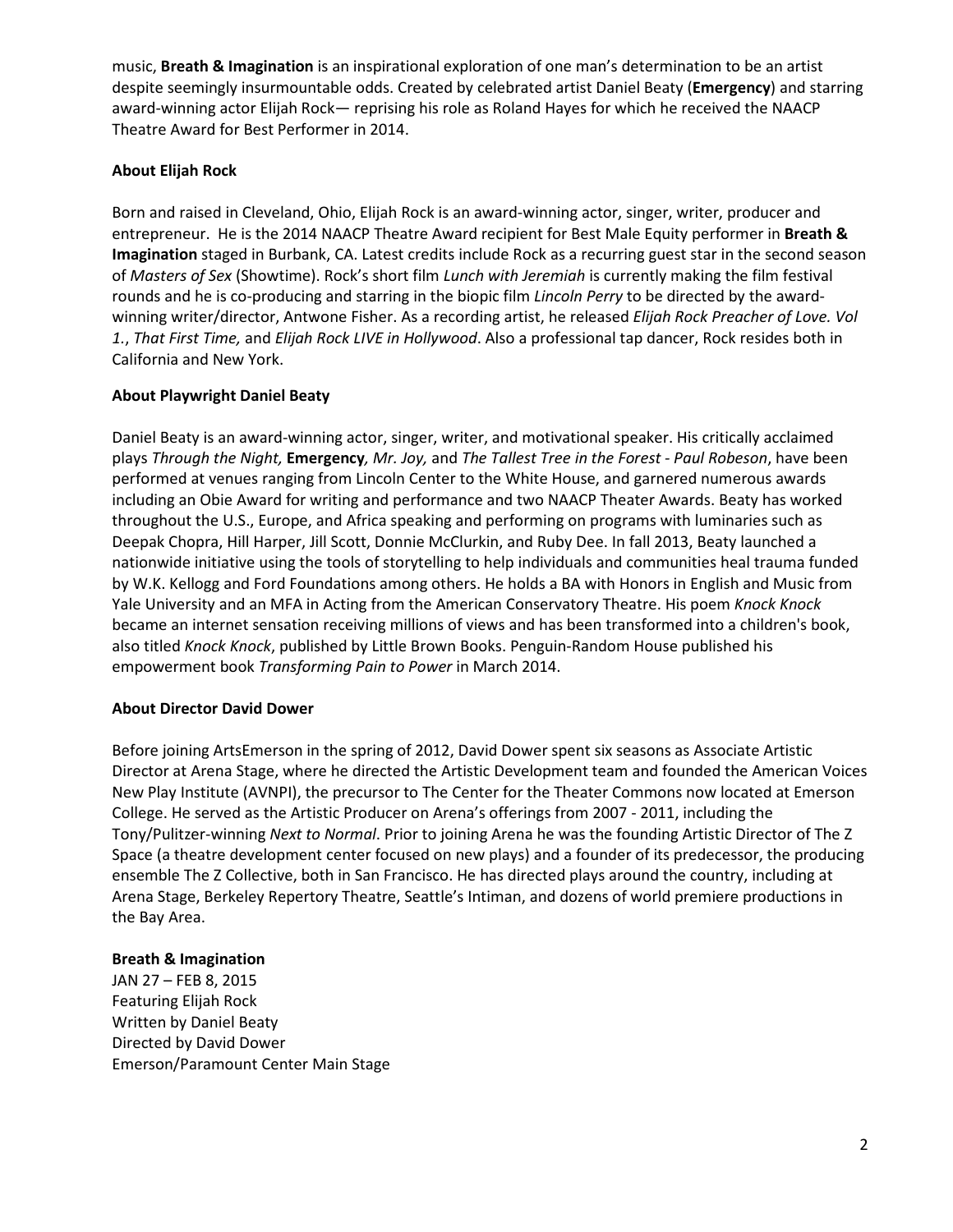music, **Breath & Imagination** is an inspirational exploration of one man's determination to be an artist despite seemingly insurmountable odds. Created by celebrated artist Daniel Beaty (**Emergency**) and starring award-winning actor Elijah Rock— reprising his role as Roland Hayes for which he received the NAACP Theatre Award for Best Performer in 2014.

**About Elijah Rock**

Born and raised in Cleveland, Ohio, Elijah Rock is an award-winning actor, singer, writer, producer and entrepreneur. He is the 2014 NAACP Theatre Award recipient for Best Male Equity performer in **Breath & Imagination** staged in Burbank, CA. Latest credits include Rock as a recurring guest star in the second season of *Masters of Sex* (Showtime). Rock's short film *Lunch with Jeremiah* is currently making the film festival rounds and he is co-producing and starring in the biopic film *Lincoln Perry* to be directed by the award-winning writer/director, Antwone Fisher. As a recording artist, he released *Elijah Rock Preacher of Love. Vol 1.*, *That First Time,* and *Elijah Rock LIVE in Hollywood*. Also a professional tap dancer, Rock resides both in California and New York.

**About Playwright Daniel Beaty**

Daniel Beaty is an award-winning actor, singer, writer, and motivational speaker. His critically acclaimed plays *Through the Night,* **Emergency***, Mr. Joy,* and *The Tallest Tree in the Forest - Paul Robeson*, have been performed at venues ranging from Lincoln Center to the White House, and garnered numerous awards including an Obie Award for writing and performance and two NAACP Theater Awards. Beaty has worked throughout the U.S., Europe, and Africa speaking and performing on programs with luminaries such as Deepak Chopra, Hill Harper, Jill Scott, Donnie McClurkin, and Ruby Dee. In fall 2013, Beaty launched a nationwide initiative using the tools of storytelling to help individuals and communities heal trauma funded by W.K. Kellogg and Ford Foundations among others. He holds a BA with Honors in English and Music from Yale University and an MFA in Acting from the American Conservatory Theatre. His poem *Knock Knock* became an internet sensation receiving millions of views and has been transformed into a children's book, also titled *Knock Knock*, published by Little Brown Books. Penguin-Random House published his empowerment book *Transforming Pain to Power* in March 2014.

**About Director David Dower**

Before joining ArtsEmerson in the spring of 2012, David Dower spent six seasons as Associate Artistic Director at Arena Stage, where he directed the Artistic Development team and founded the American Voices New Play Institute (AVNPI), the precursor to The Center for the Theater Commons now located at Emerson College. He served as the Artistic Producer on Arena's offerings from 2007 - 2011, including the Tony/Pulitzer-winning *Next to Normal*. Prior to joining Arena he was the founding Artistic Director of The Z Space (a theatre development center focused on new plays) and a founder of its predecessor, the producing ensemble The Z Collective, both in San Francisco. He has directed plays around the country, including at Arena Stage, Berkeley Repertory Theatre, Seattle's Intiman, and dozens of world premiere productions in the Bay Area.

**Breath & Imagination**
JAN 27 – FEB 8, 2015
Featuring Elijah Rock
Written by Daniel Beaty
Directed by David Dower
Emerson/Paramount Center Main Stage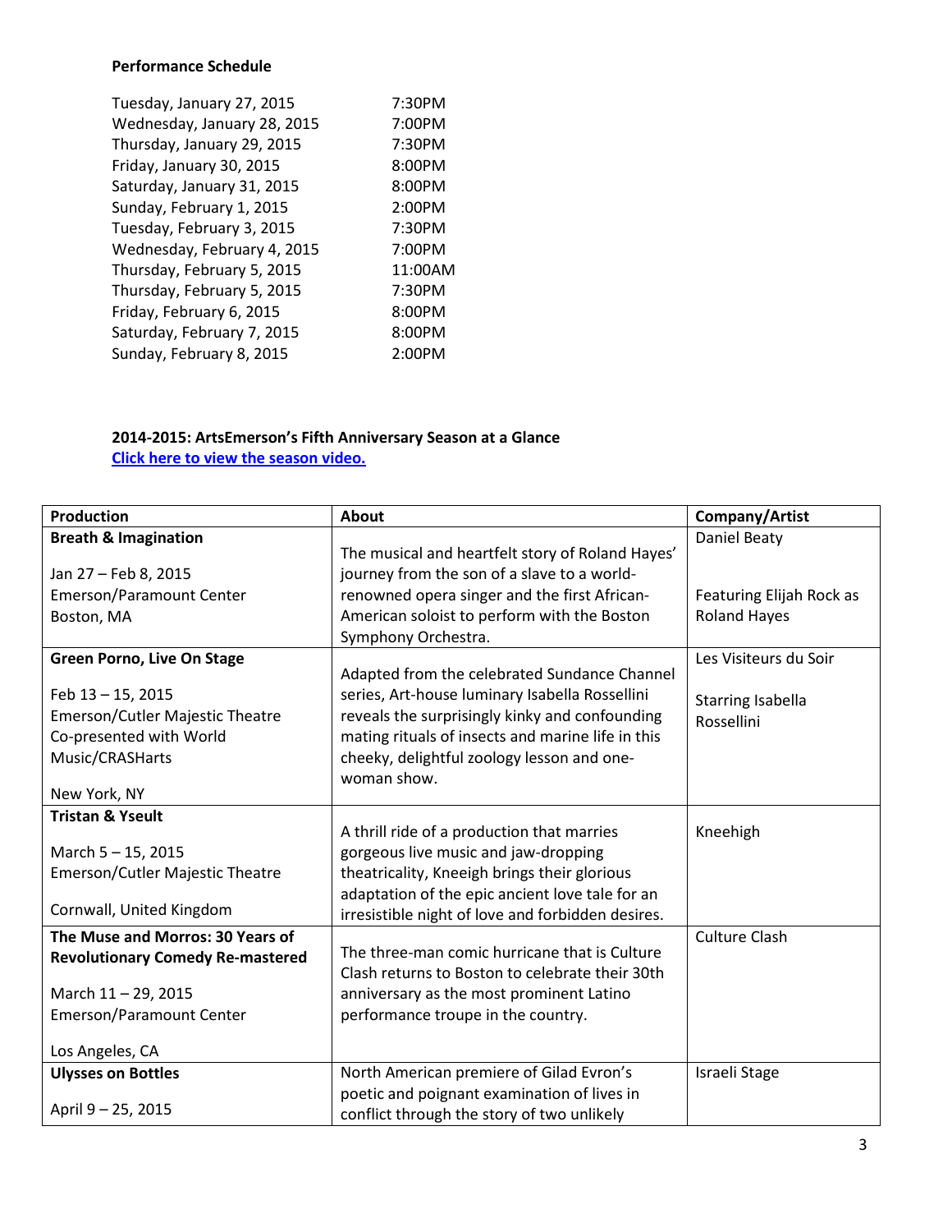**Performance Schedule**

| | |
|---|---|
| Tuesday, January 27, 2015 | 7:30PM |
| Wednesday, January 28, 2015 | 7:00PM |
| Thursday, January 29, 2015 | 7:30PM |
| Friday, January 30, 2015 | 8:00PM |
| Saturday, January 31, 2015 | 8:00PM |
| Sunday, February 1, 2015 | 2:00PM |
| Tuesday, February 3, 2015 | 7:30PM |
| Wednesday, February 4, 2015 | 7:00PM |
| Thursday, February 5, 2015 | 11:00AM |
| Thursday, February 5, 2015 | 7:30PM |
| Friday, February 6, 2015 | 8:00PM |
| Saturday, February 7, 2015 | 8:00PM |
| Sunday, February 8, 2015 | 2:00PM |

**2014-2015: ArtsEmerson's Fifth Anniversary Season at a Glance**

**Click here to view the season video.**

| Production | About | Company/Artist |
|---|---|---|
| **Breath & Imagination**<br><br>Jan 27 – Feb 8, 2015<br>Emerson/Paramount Center<br>Boston, MA | The musical and heartfelt story of Roland Hayes' journey from the son of a slave to a world-renowned opera singer and the first African-American soloist to perform with the Boston Symphony Orchestra. | Daniel Beaty<br><br>Featuring Elijah Rock as Roland Hayes |
| **Green Porno, Live On Stage**<br><br>Feb 13 – 15, 2015<br>Emerson/Cutler Majestic Theatre<br>Co-presented with World Music/CRASHarts<br><br>New York, NY | Adapted from the celebrated Sundance Channel series, Art-house luminary Isabella Rossellini reveals the surprisingly kinky and confounding mating rituals of insects and marine life in this cheeky, delightful zoology lesson and one-woman show. | Les Visiteurs du Soir<br><br>Starring Isabella Rossellini |
| **Tristan & Yseult**<br><br>March 5 – 15, 2015<br>Emerson/Cutler Majestic Theatre<br><br>Cornwall, United Kingdom | A thrill ride of a production that marries gorgeous live music and jaw-dropping theatricality, Kneeigh brings their glorious adaptation of the epic ancient love tale for an irresistible night of love and forbidden desires. | Kneehigh |
| **The Muse and Morros: 30 Years of Revolutionary Comedy Re-mastered**<br><br>March 11 – 29, 2015<br>Emerson/Paramount Center<br><br>Los Angeles, CA | The three-man comic hurricane that is Culture Clash returns to Boston to celebrate their 30th anniversary as the most prominent Latino performance troupe in the country. | Culture Clash |
| **Ulysses on Bottles**<br><br>April 9 – 25, 2015 | North American premiere of Gilad Evron's poetic and poignant examination of lives in conflict through the story of two unlikely | Israeli Stage |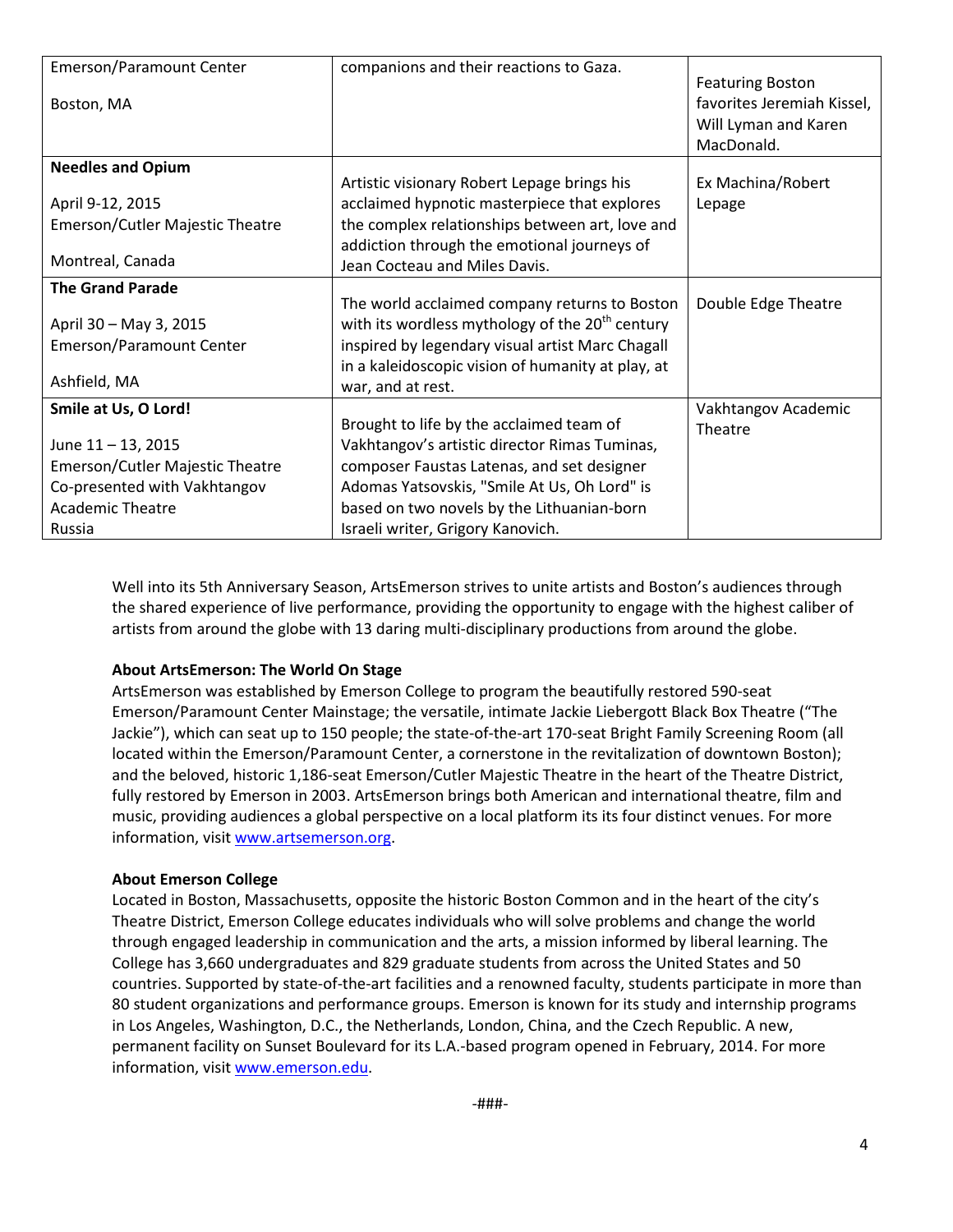| | | |
|---|---|---|
| Emerson/Paramount Center<br><br>Boston, MA | companions and their reactions to Gaza. | Featuring Boston favorites Jeremiah Kissel, Will Lyman and Karen MacDonald. |
| **Needles and Opium**<br><br>April 9-12, 2015<br>Emerson/Cutler Majestic Theatre<br><br>Montreal, Canada | Artistic visionary Robert Lepage brings his acclaimed hypnotic masterpiece that explores the complex relationships between art, love and addiction through the emotional journeys of Jean Cocteau and Miles Davis. | Ex Machina/Robert Lepage |
| **The Grand Parade**<br><br>April 30 – May 3, 2015<br>Emerson/Paramount Center<br><br>Ashfield, MA | The world acclaimed company returns to Boston with its wordless mythology of the 20th century inspired by legendary visual artist Marc Chagall in a kaleidoscopic vision of humanity at play, at war, and at rest. | Double Edge Theatre |
| **Smile at Us, O Lord!**<br><br>June 11 – 13, 2015<br>Emerson/Cutler Majestic Theatre<br>Co-presented with Vakhtangov Academic Theatre<br>Russia | Brought to life by the acclaimed team of Vakhtangov's artistic director Rimas Tuminas, composer Faustas Latenas, and set designer Adomas Yatsovskis, "Smile At Us, Oh Lord" is based on two novels by the Lithuanian-born Israeli writer, Grigory Kanovich. | Vakhtangov Academic Theatre |

Well into its 5th Anniversary Season, ArtsEmerson strives to unite artists and Boston's audiences through the shared experience of live performance, providing the opportunity to engage with the highest caliber of artists from around the globe with 13 daring multi-disciplinary productions from around the globe.

**About ArtsEmerson: The World On Stage**

ArtsEmerson was established by Emerson College to program the beautifully restored 590-seat Emerson/Paramount Center Mainstage; the versatile, intimate Jackie Liebergott Black Box Theatre ("The Jackie"), which can seat up to 150 people; the state-of-the-art 170-seat Bright Family Screening Room (all located within the Emerson/Paramount Center, a cornerstone in the revitalization of downtown Boston); and the beloved, historic 1,186-seat Emerson/Cutler Majestic Theatre in the heart of the Theatre District, fully restored by Emerson in 2003. ArtsEmerson brings both American and international theatre, film and music, providing audiences a global perspective on a local platform its its four distinct venues. For more information, visit www.artsemerson.org.

**About Emerson College**

Located in Boston, Massachusetts, opposite the historic Boston Common and in the heart of the city's Theatre District, Emerson College educates individuals who will solve problems and change the world through engaged leadership in communication and the arts, a mission informed by liberal learning. The College has 3,660 undergraduates and 829 graduate students from across the United States and 50 countries. Supported by state-of-the-art facilities and a renowned faculty, students participate in more than 80 student organizations and performance groups. Emerson is known for its study and internship programs in Los Angeles, Washington, D.C., the Netherlands, London, China, and the Czech Republic. A new, permanent facility on Sunset Boulevard for its L.A.-based program opened in February, 2014. For more information, visit www.emerson.edu.

-###-